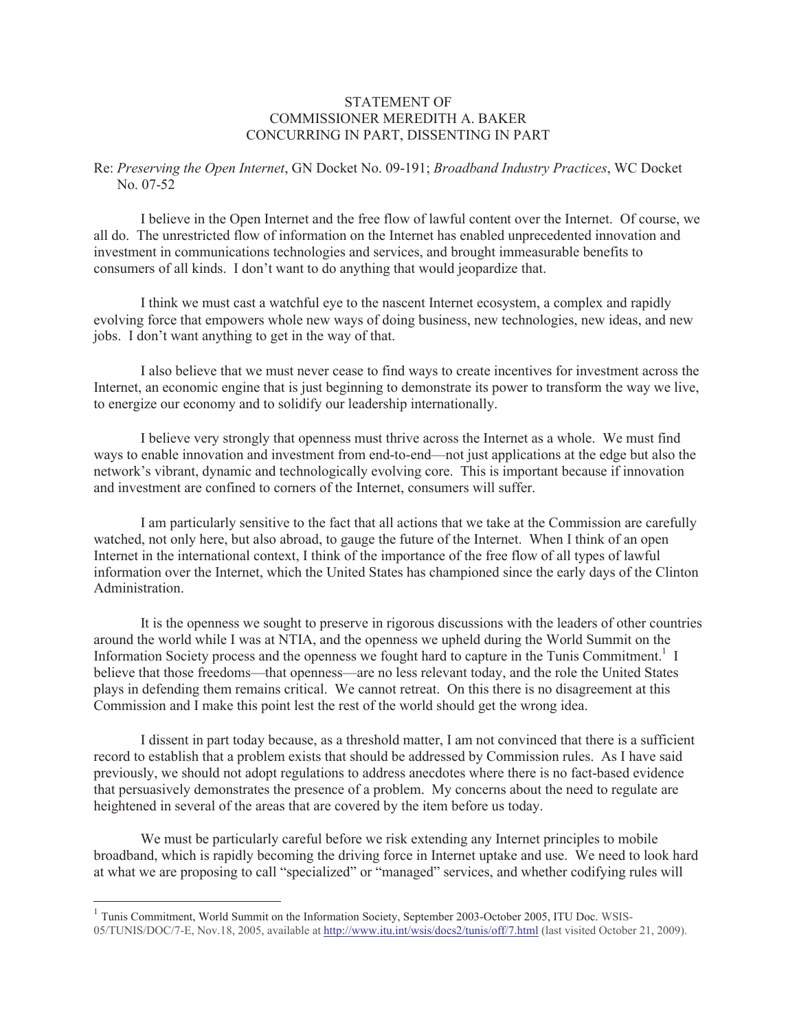# STATEMENT OF
# COMMISSIONER MEREDITH A. BAKER
# CONCURRING IN PART, DISSENTING IN PART

Re: *Preserving the Open Internet*, GN Docket No. 09-191; *Broadband Industry Practices*, WC Docket No. 07-52

I believe in the Open Internet and the free flow of lawful content over the Internet. Of course, we all do. The unrestricted flow of information on the Internet has enabled unprecedented innovation and investment in communications technologies and services, and brought immeasurable benefits to consumers of all kinds. I don't want to do anything that would jeopardize that.

I think we must cast a watchful eye to the nascent Internet ecosystem, a complex and rapidly evolving force that empowers whole new ways of doing business, new technologies, new ideas, and new jobs. I don't want anything to get in the way of that.

I also believe that we must never cease to find ways to create incentives for investment across the Internet, an economic engine that is just beginning to demonstrate its power to transform the way we live, to energize our economy and to solidify our leadership internationally.

I believe very strongly that openness must thrive across the Internet as a whole. We must find ways to enable innovation and investment from end-to-end—not just applications at the edge but also the network's vibrant, dynamic and technologically evolving core. This is important because if innovation and investment are confined to corners of the Internet, consumers will suffer.

I am particularly sensitive to the fact that all actions that we take at the Commission are carefully watched, not only here, but also abroad, to gauge the future of the Internet. When I think of an open Internet in the international context, I think of the importance of the free flow of all types of lawful information over the Internet, which the United States has championed since the early days of the Clinton Administration.

It is the openness we sought to preserve in rigorous discussions with the leaders of other countries around the world while I was at NTIA, and the openness we upheld during the World Summit on the Information Society process and the openness we fought hard to capture in the Tunis Commitment.[1] I believe that those freedoms—that openness—are no less relevant today, and the role the United States plays in defending them remains critical. We cannot retreat. On this there is no disagreement at this Commission and I make this point lest the rest of the world should get the wrong idea.

I dissent in part today because, as a threshold matter, I am not convinced that there is a sufficient record to establish that a problem exists that should be addressed by Commission rules. As I have said previously, we should not adopt regulations to address anecdotes where there is no fact-based evidence that persuasively demonstrates the presence of a problem. My concerns about the need to regulate are heightened in several of the areas that are covered by the item before us today.

We must be particularly careful before we risk extending any Internet principles to mobile broadband, which is rapidly becoming the driving force in Internet uptake and use. We need to look hard at what we are proposing to call "specialized" or "managed" services, and whether codifying rules will

---

[1] Tunis Commitment, World Summit on the Information Society, September 2003-October 2005, ITU Doc. WSIS-05/TUNIS/DOC/7-E, Nov.18, 2005, available at http://www.itu.int/wsis/docs2/tunis/off/7.html (last visited October 21, 2009).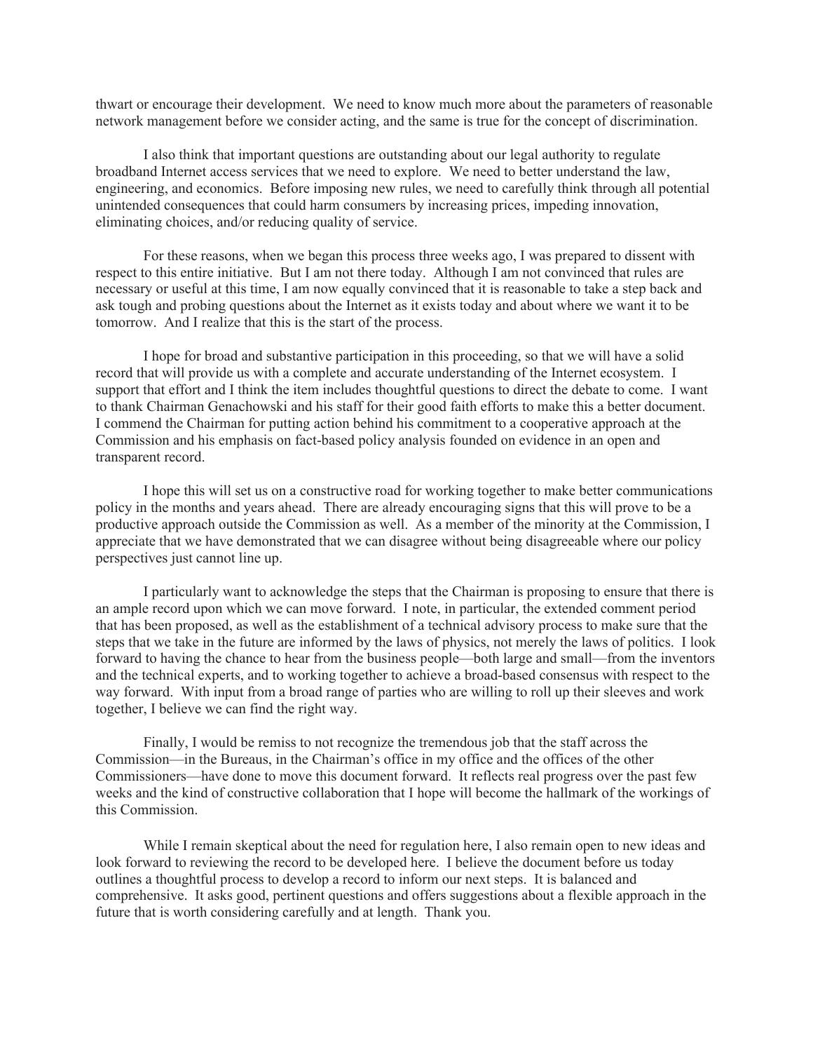thwart or encourage their development. We need to know much more about the parameters of reasonable network management before we consider acting, and the same is true for the concept of discrimination.

I also think that important questions are outstanding about our legal authority to regulate broadband Internet access services that we need to explore. We need to better understand the law, engineering, and economics. Before imposing new rules, we need to carefully think through all potential unintended consequences that could harm consumers by increasing prices, impeding innovation, eliminating choices, and/or reducing quality of service.

For these reasons, when we began this process three weeks ago, I was prepared to dissent with respect to this entire initiative. But I am not there today. Although I am not convinced that rules are necessary or useful at this time, I am now equally convinced that it is reasonable to take a step back and ask tough and probing questions about the Internet as it exists today and about where we want it to be tomorrow. And I realize that this is the start of the process.

I hope for broad and substantive participation in this proceeding, so that we will have a solid record that will provide us with a complete and accurate understanding of the Internet ecosystem. I support that effort and I think the item includes thoughtful questions to direct the debate to come. I want to thank Chairman Genachowski and his staff for their good faith efforts to make this a better document. I commend the Chairman for putting action behind his commitment to a cooperative approach at the Commission and his emphasis on fact-based policy analysis founded on evidence in an open and transparent record.

I hope this will set us on a constructive road for working together to make better communications policy in the months and years ahead. There are already encouraging signs that this will prove to be a productive approach outside the Commission as well. As a member of the minority at the Commission, I appreciate that we have demonstrated that we can disagree without being disagreeable where our policy perspectives just cannot line up.

I particularly want to acknowledge the steps that the Chairman is proposing to ensure that there is an ample record upon which we can move forward. I note, in particular, the extended comment period that has been proposed, as well as the establishment of a technical advisory process to make sure that the steps that we take in the future are informed by the laws of physics, not merely the laws of politics. I look forward to having the chance to hear from the business people—both large and small—from the inventors and the technical experts, and to working together to achieve a broad-based consensus with respect to the way forward. With input from a broad range of parties who are willing to roll up their sleeves and work together, I believe we can find the right way.

Finally, I would be remiss to not recognize the tremendous job that the staff across the Commission—in the Bureaus, in the Chairman's office in my office and the offices of the other Commissioners—have done to move this document forward. It reflects real progress over the past few weeks and the kind of constructive collaboration that I hope will become the hallmark of the workings of this Commission.

While I remain skeptical about the need for regulation here, I also remain open to new ideas and look forward to reviewing the record to be developed here. I believe the document before us today outlines a thoughtful process to develop a record to inform our next steps. It is balanced and comprehensive. It asks good, pertinent questions and offers suggestions about a flexible approach in the future that is worth considering carefully and at length. Thank you.